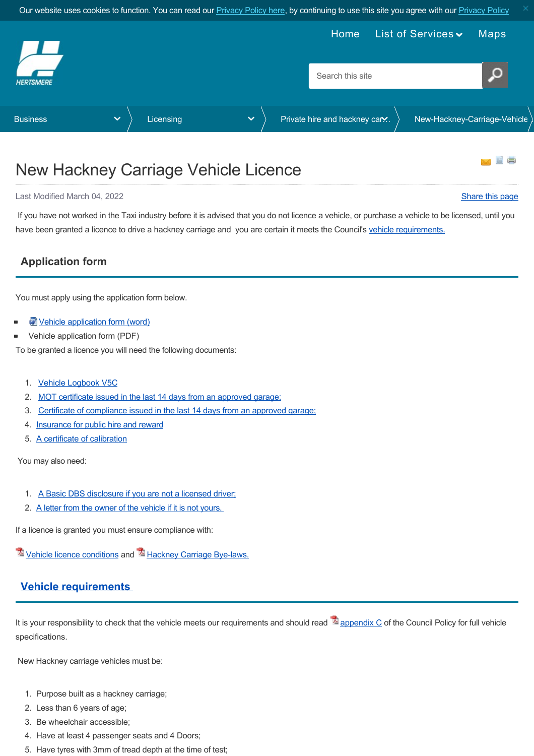# New Hackney Carriage Vehicle Licence

Last Modified March 04, 2022

Share this page

If you have not worked in the Taxi industry before it is advised that you do not licence a vehicle, or purchase a vehicle to be licensed, until you have been granted a licence to drive a hackney carriage and you are certain it meets the Council's vehicle requirements.

## Application form

You must apply using the application form below.

- Vehicle application form (word)
- Vehicle application form (PDF)

To be granted a licence you will need the following documents:

1. Vehicle Logbook V5C
2. MOT certificate issued in the last 14 days from an approved garage;
3. Certificate of compliance issued in the last 14 days from an approved garage;
4. Insurance for public hire and reward
5. A certificate of calibration

You may also need:

1. A Basic DBS disclosure if you are not a licensed driver;
2. A letter from the owner of the vehicle if it is not yours.

If a licence is granted you must ensure compliance with:

Vehicle licence conditions and Hackney Carriage Bye-laws.

## Vehicle requirements

It is your responsibility to check that the vehicle meets our requirements and should read appendix C of the Council Policy for full vehicle specifications.

New Hackney carriage vehicles must be:

1. Purpose built as a hackney carriage;
2. Less than 6 years of age;
3. Be wheelchair accessible;
4. Have at least 4 passenger seats and 4 Doors;
5. Have tyres with 3mm of tread depth at the time of test;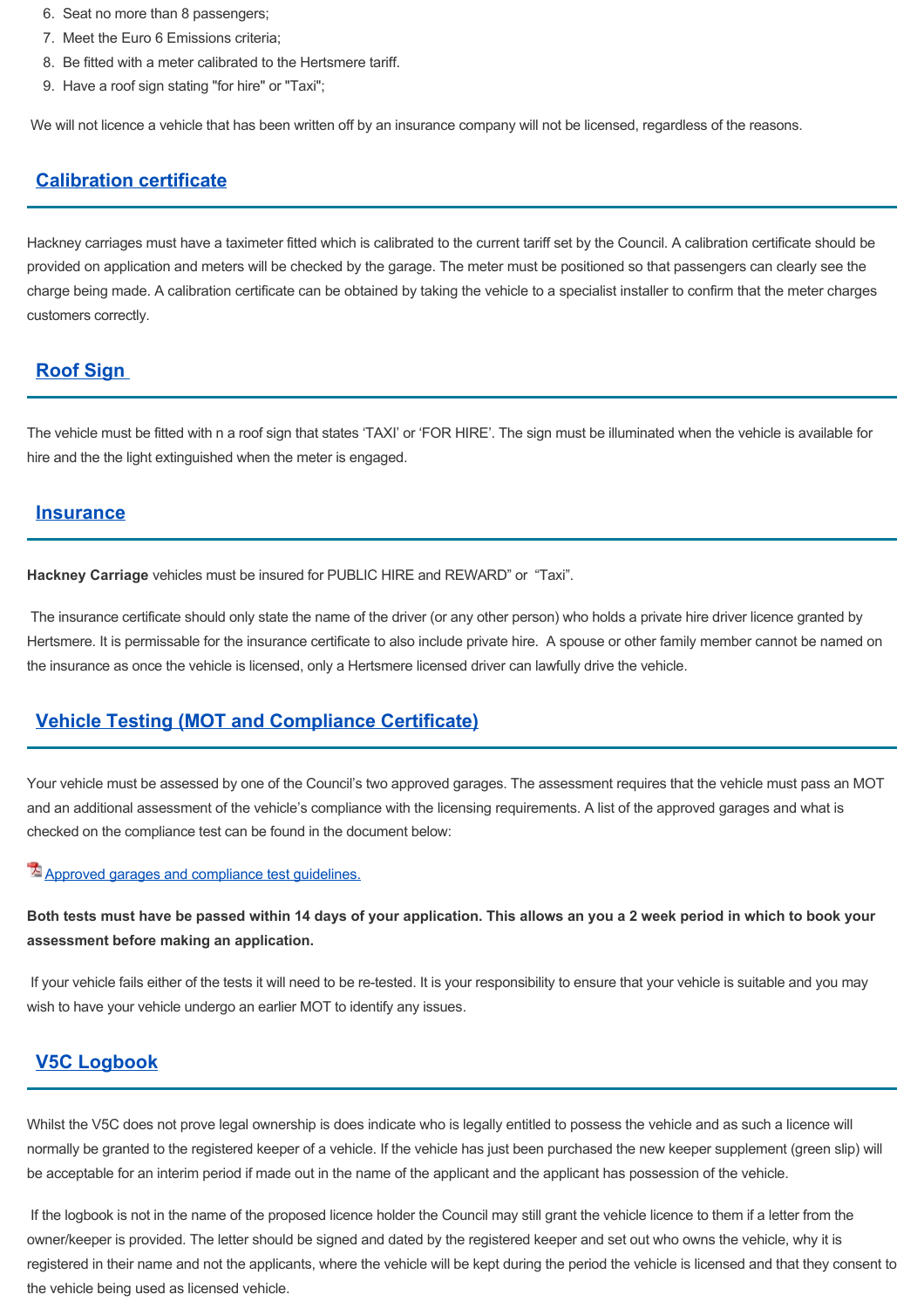6. Seat no more than 8 passengers;
7. Meet the Euro 6 Emissions criteria;
8. Be fitted with a meter calibrated to the Hertsmere tariff.
9. Have a roof sign stating "for hire" or "Taxi";

We will not licence a vehicle that has been written off by an insurance company will not be licensed, regardless of the reasons.

## Calibration certificate

Hackney carriages must have a taximeter fitted which is calibrated to the current tariff set by the Council. A calibration certificate should be provided on application and meters will be checked by the garage. The meter must be positioned so that passengers can clearly see the charge being made. A calibration certificate can be obtained by taking the vehicle to a specialist installer to confirm that the meter charges customers correctly.

## Roof Sign

The vehicle must be fitted with n a roof sign that states 'TAXI' or 'FOR HIRE'. The sign must be illuminated when the vehicle is available for hire and the the light extinguished when the meter is engaged.

## Insurance

**Hackney Carriage** vehicles must be insured for PUBLIC HIRE and REWARD" or "Taxi".

The insurance certificate should only state the name of the driver (or any other person) who holds a private hire driver licence granted by Hertsmere. It is permissable for the insurance certificate to also include private hire. A spouse or other family member cannot be named on the insurance as once the vehicle is licensed, only a Hertsmere licensed driver can lawfully drive the vehicle.

## Vehicle Testing (MOT and Compliance Certificate)

Your vehicle must be assessed by one of the Council's two approved garages. The assessment requires that the vehicle must pass an MOT and an additional assessment of the vehicle's compliance with the licensing requirements. A list of the approved garages and what is checked on the compliance test can be found in the document below:

Approved garages and compliance test guidelines.

**Both tests must have be passed within 14 days of your application. This allows an you a 2 week period in which to book your assessment before making an application.**

If your vehicle fails either of the tests it will need to be re-tested. It is your responsibility to ensure that your vehicle is suitable and you may wish to have your vehicle undergo an earlier MOT to identify any issues.

## V5C Logbook

Whilst the V5C does not prove legal ownership is does indicate who is legally entitled to possess the vehicle and as such a licence will normally be granted to the registered keeper of a vehicle. If the vehicle has just been purchased the new keeper supplement (green slip) will be acceptable for an interim period if made out in the name of the applicant and the applicant has possession of the vehicle.

If the logbook is not in the name of the proposed licence holder the Council may still grant the vehicle licence to them if a letter from the owner/keeper is provided. The letter should be signed and dated by the registered keeper and set out who owns the vehicle, why it is registered in their name and not the applicants, where the vehicle will be kept during the period the vehicle is licensed and that they consent to the vehicle being used as licensed vehicle.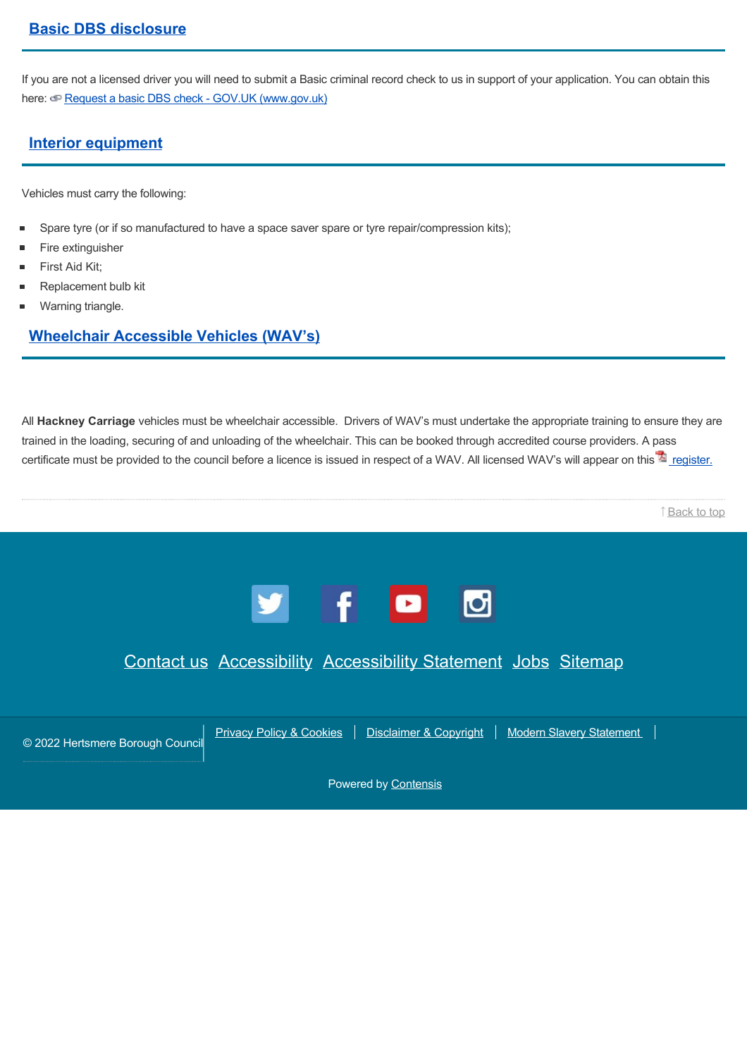## Basic DBS disclosure

If you are not a licensed driver you will need to submit a Basic criminal record check to us in support of your application. You can obtain this here: Request a basic DBS check - GOV.UK (www.gov.uk)

## Interior equipment

Vehicles must carry the following:

- Spare tyre (or if so manufactured to have a space saver spare or tyre repair/compression kits);
- Fire extinguisher
- First Aid Kit;
- Replacement bulb kit
- Warning triangle.

## Wheelchair Accessible Vehicles (WAV's)

All **Hackney Carriage** vehicles must be wheelchair accessible. Drivers of WAV's must undertake the appropriate training to ensure they are trained in the loading, securing of and unloading of the wheelchair. This can be booked through accredited course providers. A pass certificate must be provided to the council before a licence is issued in respect of a WAV. All licensed WAV's will appear on this register.

Back to top

Contact us Accessibility Accessibility Statement Jobs Sitemap

© 2022 Hertsmere Borough Council | Privacy Policy & Cookies | Disclaimer & Copyright | Modern Slavery Statement

Powered by Contensis